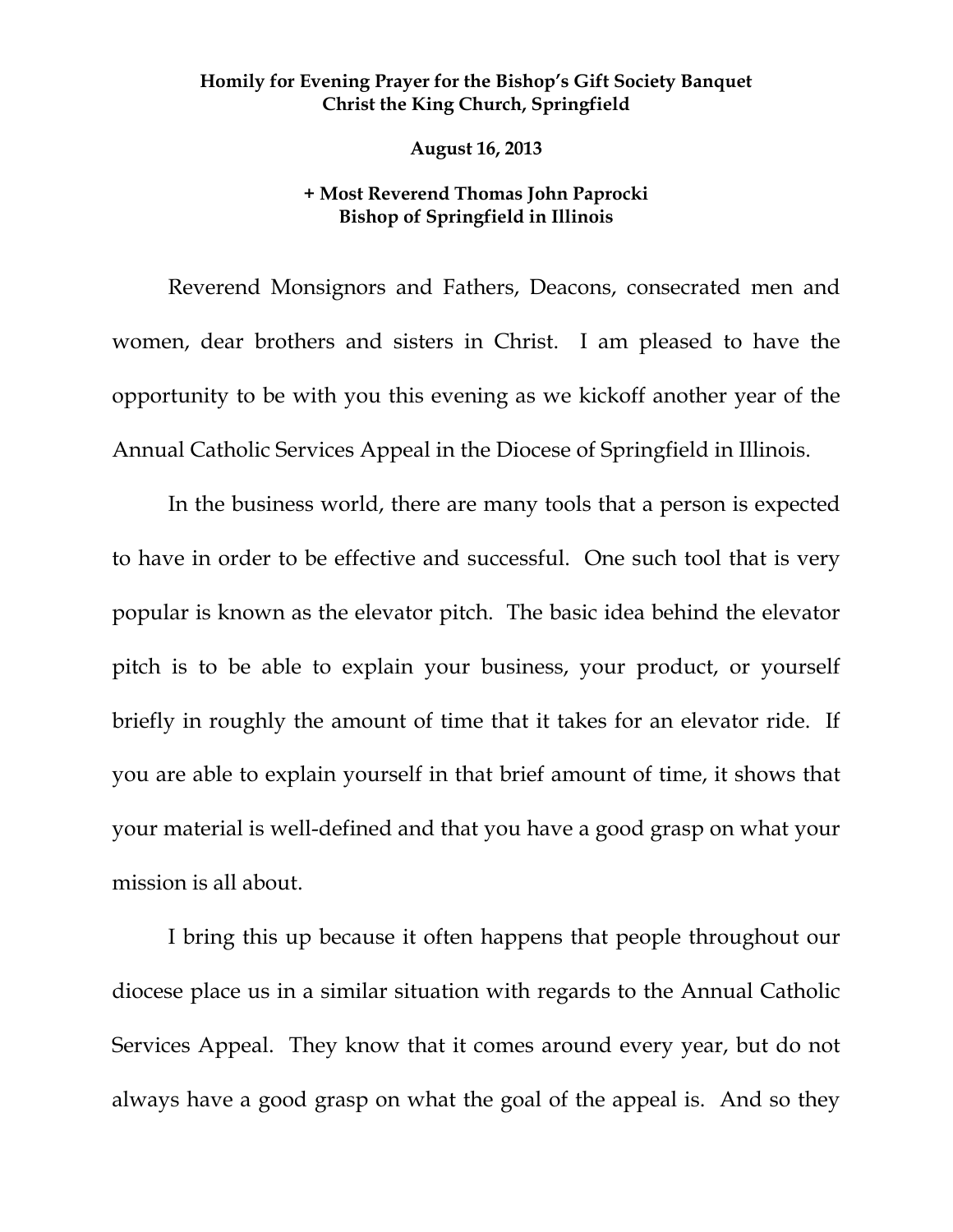**Homily for Evening Prayer for the Bishop's Gift Society Banquet**
**Christ the King Church, Springfield**

**August 16, 2013**

**+ Most Reverend Thomas John Paprocki**
**Bishop of Springfield in Illinois**

Reverend Monsignors and Fathers, Deacons, consecrated men and women, dear brothers and sisters in Christ. I am pleased to have the opportunity to be with you this evening as we kickoff another year of the Annual Catholic Services Appeal in the Diocese of Springfield in Illinois.

In the business world, there are many tools that a person is expected to have in order to be effective and successful. One such tool that is very popular is known as the elevator pitch. The basic idea behind the elevator pitch is to be able to explain your business, your product, or yourself briefly in roughly the amount of time that it takes for an elevator ride. If you are able to explain yourself in that brief amount of time, it shows that your material is well-defined and that you have a good grasp on what your mission is all about.

I bring this up because it often happens that people throughout our diocese place us in a similar situation with regards to the Annual Catholic Services Appeal. They know that it comes around every year, but do not always have a good grasp on what the goal of the appeal is. And so they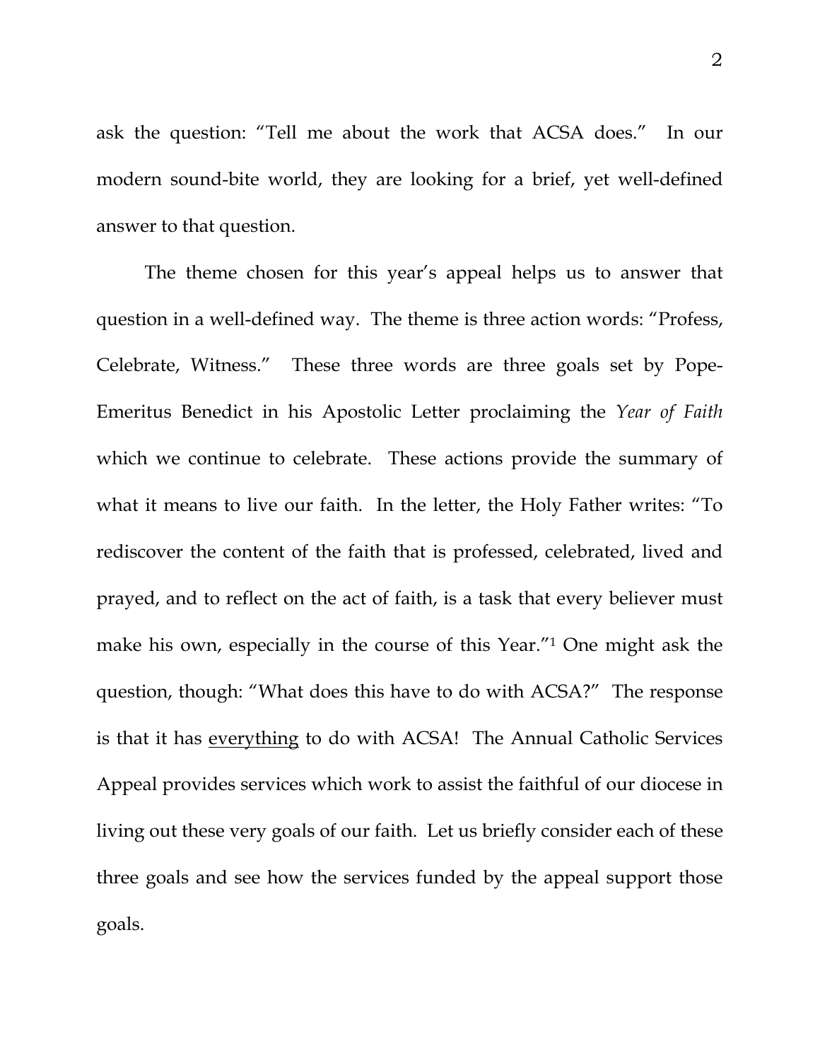ask the question: "Tell me about the work that ACSA does." In our modern sound-bite world, they are looking for a brief, yet well-defined answer to that question.

The theme chosen for this year's appeal helps us to answer that question in a well-defined way. The theme is three action words: "Profess, Celebrate, Witness." These three words are three goals set by Pope-Emeritus Benedict in his Apostolic Letter proclaiming the *Year of Faith* which we continue to celebrate. These actions provide the summary of what it means to live our faith. In the letter, the Holy Father writes: "To rediscover the content of the faith that is professed, celebrated, lived and prayed, and to reflect on the act of faith, is a task that every believer must make his own, especially in the course of this Year."[1] One might ask the question, though: "What does this have to do with ACSA?" The response is that it has <u>everything</u> to do with ACSA! The Annual Catholic Services Appeal provides services which work to assist the faithful of our diocese in living out these very goals of our faith. Let us briefly consider each of these three goals and see how the services funded by the appeal support those goals.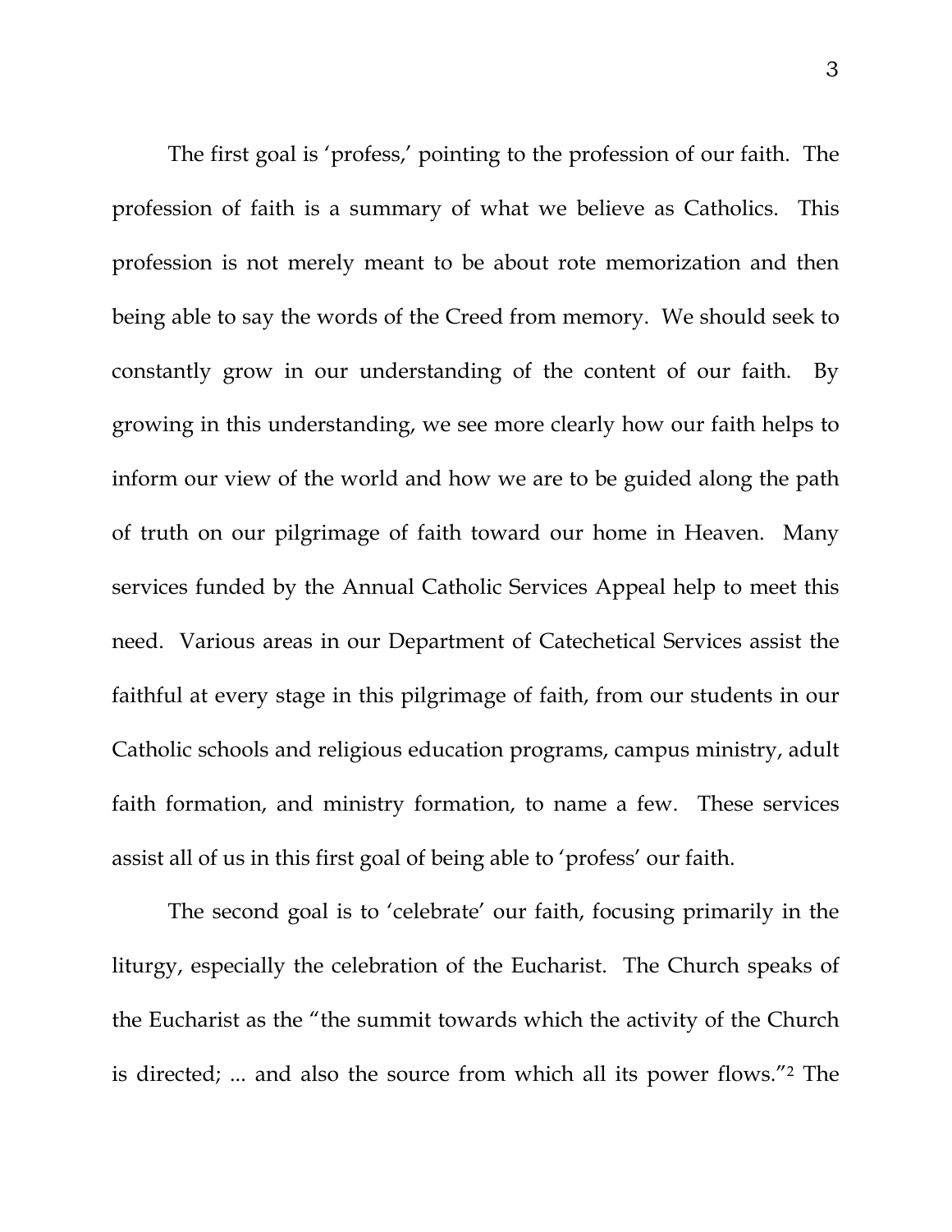The first goal is 'profess,' pointing to the profession of our faith. The profession of faith is a summary of what we believe as Catholics. This profession is not merely meant to be about rote memorization and then being able to say the words of the Creed from memory. We should seek to constantly grow in our understanding of the content of our faith. By growing in this understanding, we see more clearly how our faith helps to inform our view of the world and how we are to be guided along the path of truth on our pilgrimage of faith toward our home in Heaven. Many services funded by the Annual Catholic Services Appeal help to meet this need. Various areas in our Department of Catechetical Services assist the faithful at every stage in this pilgrimage of faith, from our students in our Catholic schools and religious education programs, campus ministry, adult faith formation, and ministry formation, to name a few. These services assist all of us in this first goal of being able to 'profess' our faith.

The second goal is to 'celebrate' our faith, focusing primarily in the liturgy, especially the celebration of the Eucharist. The Church speaks of the Eucharist as the "the summit towards which the activity of the Church is directed; ... and also the source from which all its power flows."[2] The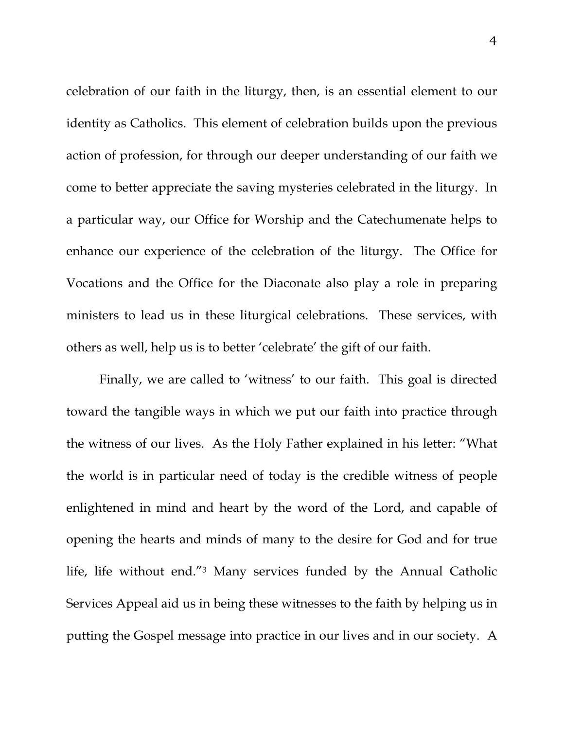celebration of our faith in the liturgy, then, is an essential element to our identity as Catholics. This element of celebration builds upon the previous action of profession, for through our deeper understanding of our faith we come to better appreciate the saving mysteries celebrated in the liturgy. In a particular way, our Office for Worship and the Catechumenate helps to enhance our experience of the celebration of the liturgy. The Office for Vocations and the Office for the Diaconate also play a role in preparing ministers to lead us in these liturgical celebrations. These services, with others as well, help us is to better 'celebrate' the gift of our faith.

Finally, we are called to 'witness' to our faith. This goal is directed toward the tangible ways in which we put our faith into practice through the witness of our lives. As the Holy Father explained in his letter: "What the world is in particular need of today is the credible witness of people enlightened in mind and heart by the word of the Lord, and capable of opening the hearts and minds of many to the desire for God and for true life, life without end."[3] Many services funded by the Annual Catholic Services Appeal aid us in being these witnesses to the faith by helping us in putting the Gospel message into practice in our lives and in our society. A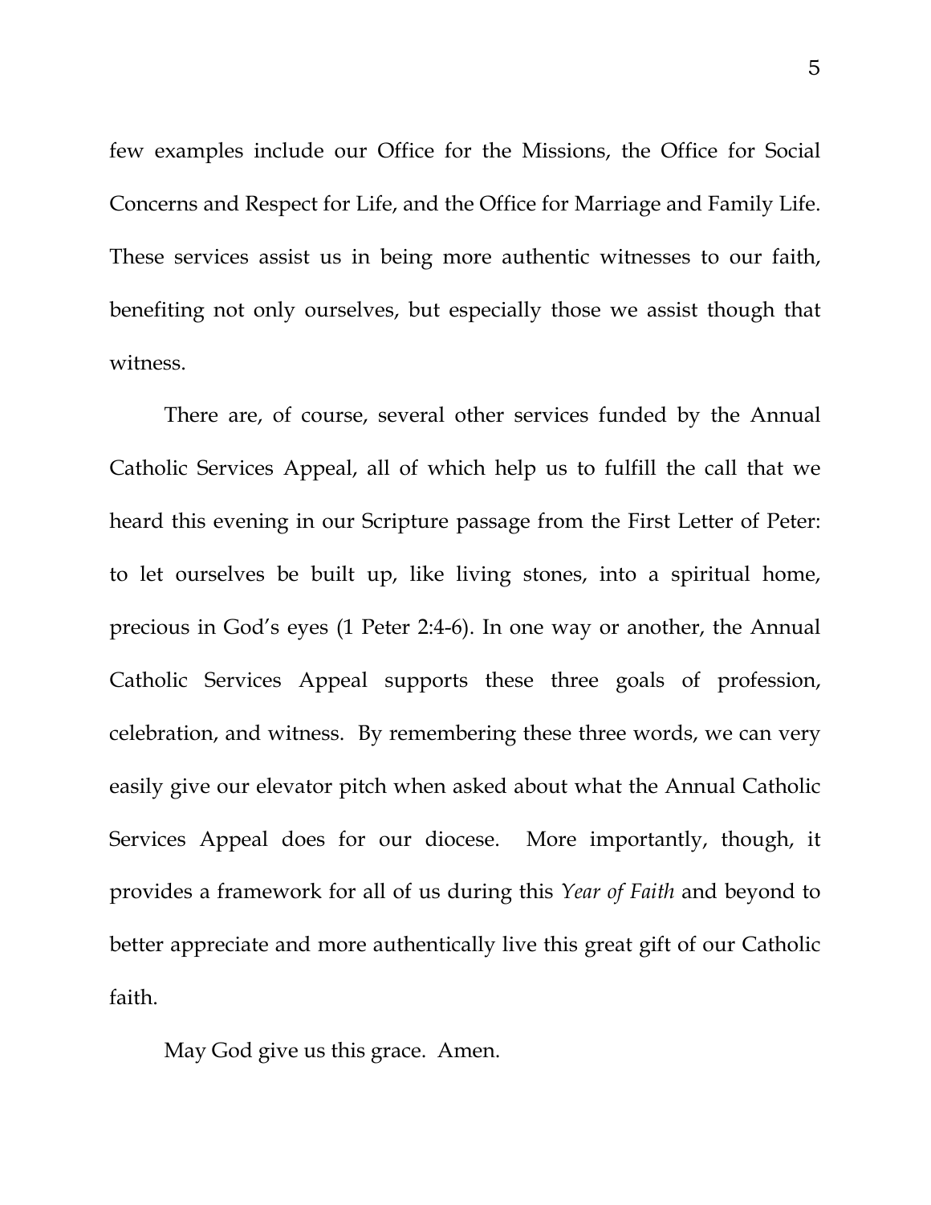few examples include our Office for the Missions, the Office for Social Concerns and Respect for Life, and the Office for Marriage and Family Life. These services assist us in being more authentic witnesses to our faith, benefiting not only ourselves, but especially those we assist though that witness.

There are, of course, several other services funded by the Annual Catholic Services Appeal, all of which help us to fulfill the call that we heard this evening in our Scripture passage from the First Letter of Peter: to let ourselves be built up, like living stones, into a spiritual home, precious in God's eyes (1 Peter 2:4-6). In one way or another, the Annual Catholic Services Appeal supports these three goals of profession, celebration, and witness. By remembering these three words, we can very easily give our elevator pitch when asked about what the Annual Catholic Services Appeal does for our diocese. More importantly, though, it provides a framework for all of us during this *Year of Faith* and beyond to better appreciate and more authentically live this great gift of our Catholic faith.

May God give us this grace. Amen.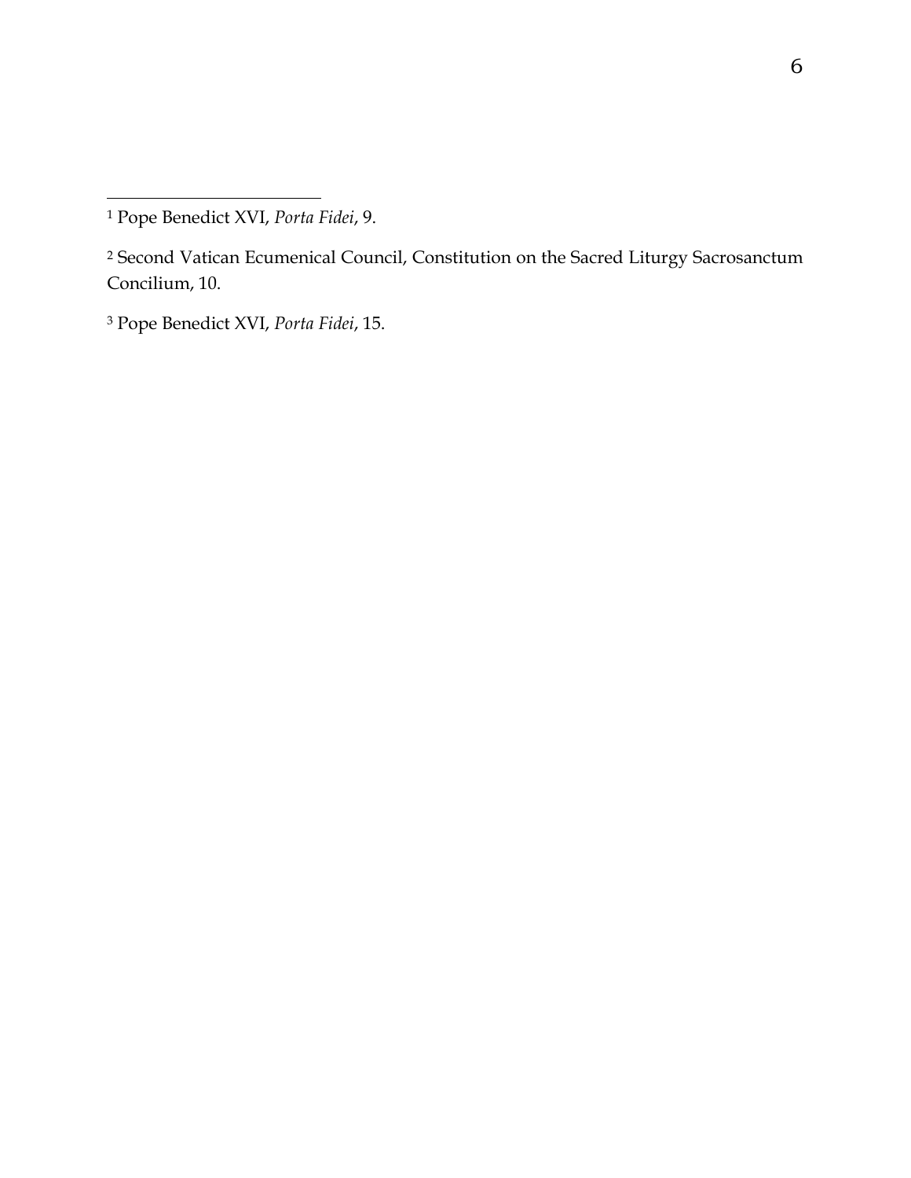[1] Pope Benedict XVI, *Porta Fidei*, 9.

[2] Second Vatican Ecumenical Council, Constitution on the Sacred Liturgy Sacrosanctum Concilium, 10.

[3] Pope Benedict XVI, *Porta Fidei*, 15.